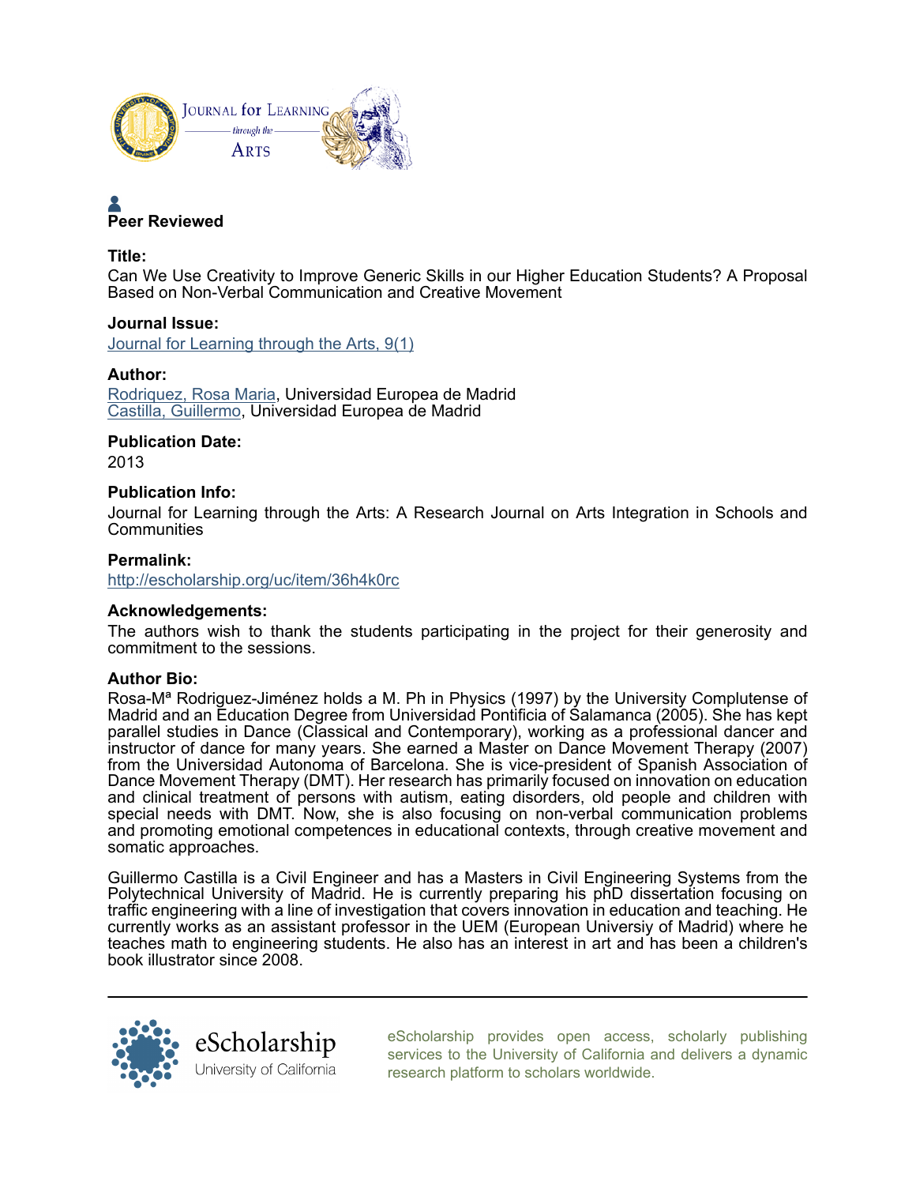**Peer Reviewed**

**Title:**

Can We Use Creativity to Improve Generic Skills in our Higher Education Students? A Proposal Based on Non-Verbal Communication and Creative Movement

**Journal Issue:**

[Journal for Learning through the Arts, 9(1)]

**Author:**

[Rodriquez, Rosa Maria], Universidad Europea de Madrid
[Castilla, Guillermo], Universidad Europea de Madrid

**Publication Date:**

2013

**Publication Info:**

Journal for Learning through the Arts: A Research Journal on Arts Integration in Schools and Communities

**Permalink:**

http://escholarship.org/uc/item/36h4k0rc

**Acknowledgements:**

The authors wish to thank the students participating in the project for their generosity and commitment to the sessions.

**Author Bio:**

Rosa-Mª Rodriguez-Jiménez holds a M. Ph in Physics (1997) by the University Complutense of Madrid and an Education Degree from Universidad Pontificia of Salamanca (2005). She has kept parallel studies in Dance (Classical and Contemporary), working as a professional dancer and instructor of dance for many years. She earned a Master on Dance Movement Therapy (2007) from the Universidad Autonoma of Barcelona. She is vice-president of Spanish Association of Dance Movement Therapy (DMT). Her research has primarily focused on innovation on education and clinical treatment of persons with autism, eating disorders, old people and children with special needs with DMT. Now, she is also focusing on non-verbal communication problems and promoting emotional competences in educational contexts, through creative movement and somatic approaches.

Guillermo Castilla is a Civil Engineer and has a Masters in Civil Engineering Systems from the Polytechnical University of Madrid. He is currently preparing his phD dissertation focusing on traffic engineering with a line of investigation that covers innovation in education and teaching. He currently works as an assistant professor in the UEM (European Universiy of Madrid) where he teaches math to engineering students. He also has an interest in art and has been a children's book illustrator since 2008.

eScholarship provides open access, scholarly publishing services to the University of California and delivers a dynamic research platform to scholars worldwide.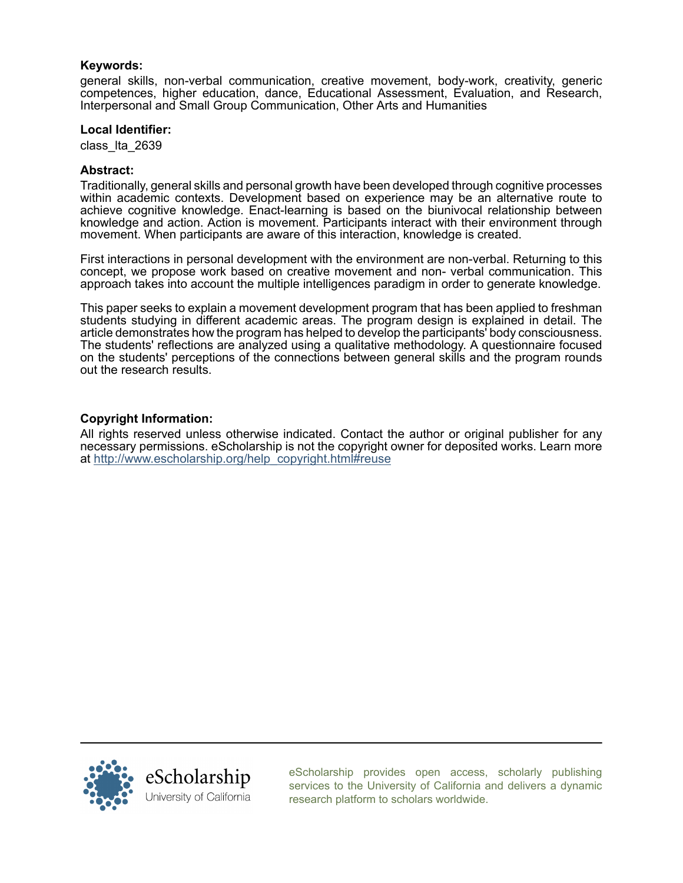**Keywords:**

general skills, non-verbal communication, creative movement, body-work, creativity, generic competences, higher education, dance, Educational Assessment, Evaluation, and Research, Interpersonal and Small Group Communication, Other Arts and Humanities

**Local Identifier:**

class_lta_2639

**Abstract:**

Traditionally, general skills and personal growth have been developed through cognitive processes within academic contexts. Development based on experience may be an alternative route to achieve cognitive knowledge. Enact-learning is based on the biunivocal relationship between knowledge and action. Action is movement. Participants interact with their environment through movement. When participants are aware of this interaction, knowledge is created.

First interactions in personal development with the environment are non-verbal. Returning to this concept, we propose work based on creative movement and non- verbal communication. This approach takes into account the multiple intelligences paradigm in order to generate knowledge.

This paper seeks to explain a movement development program that has been applied to freshman students studying in different academic areas. The program design is explained in detail. The article demonstrates how the program has helped to develop the participants' body consciousness. The students' reflections are analyzed using a qualitative methodology. A questionnaire focused on the students' perceptions of the connections between general skills and the program rounds out the research results.

**Copyright Information:**

All rights reserved unless otherwise indicated. Contact the author or original publisher for any necessary permissions. eScholarship is not the copyright owner for deposited works. Learn more at http://www.escholarship.org/help_copyright.html#reuse

eScholarship provides open access, scholarly publishing services to the University of California and delivers a dynamic research platform to scholars worldwide.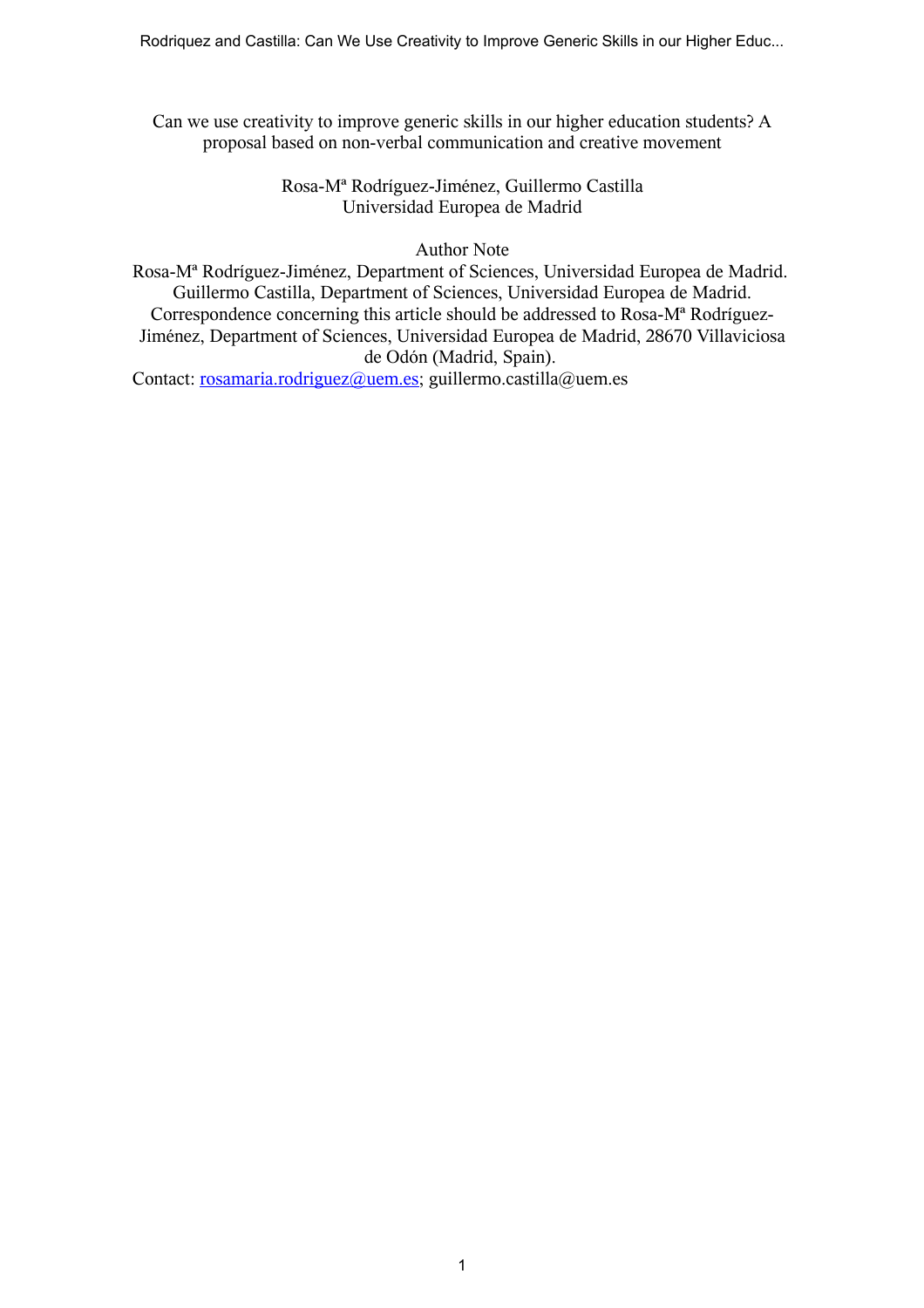Can we use creativity to improve generic skills in our higher education students? A proposal based on non-verbal communication and creative movement

Rosa-Mª Rodríguez-Jiménez, Guillermo Castilla
Universidad Europea de Madrid

Author Note

Rosa-Mª Rodríguez-Jiménez, Department of Sciences, Universidad Europea de Madrid.
Guillermo Castilla, Department of Sciences, Universidad Europea de Madrid.
Correspondence concerning this article should be addressed to Rosa-Mª Rodríguez-Jiménez, Department of Sciences, Universidad Europea de Madrid, 28670 Villaviciosa de Odón (Madrid, Spain).

Contact: rosamaria.rodriguez@uem.es; guillermo.castilla@uem.es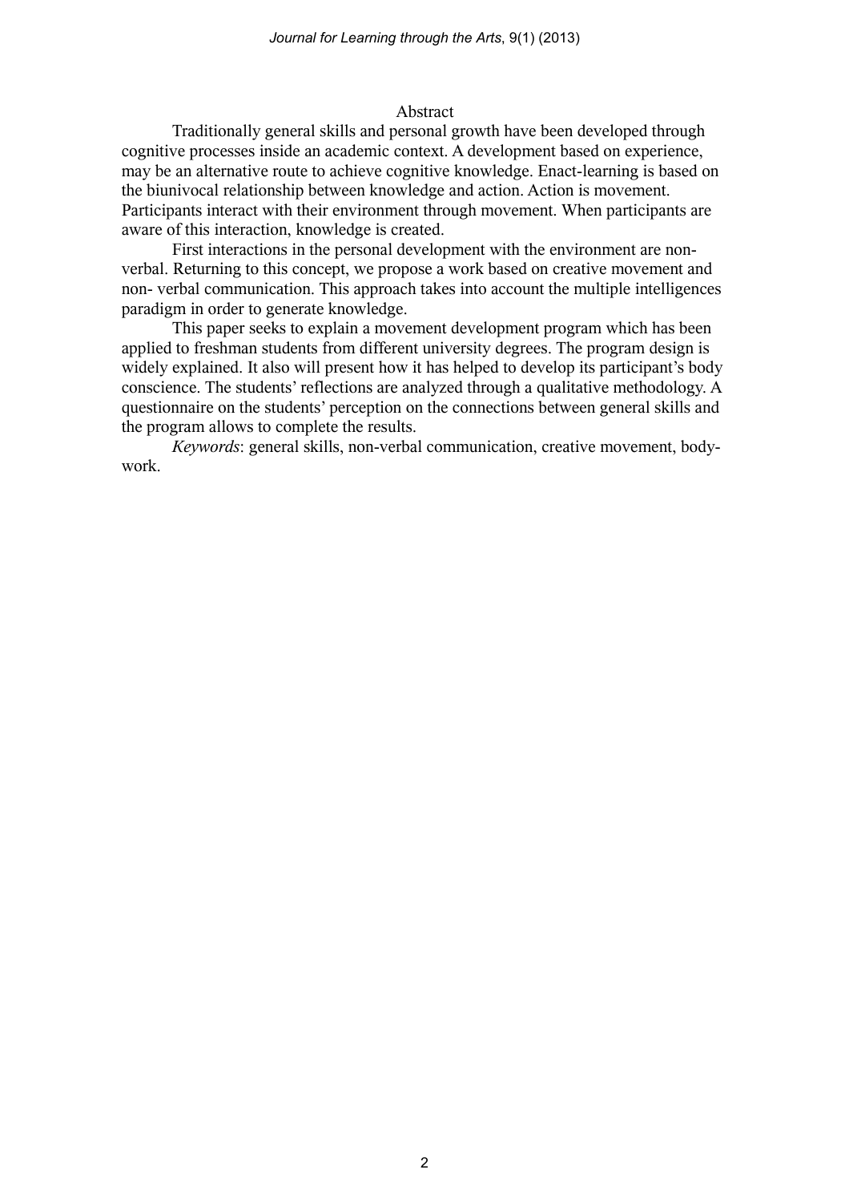## Abstract

Traditionally general skills and personal growth have been developed through cognitive processes inside an academic context. A development based on experience, may be an alternative route to achieve cognitive knowledge. Enact-learning is based on the biunivocal relationship between knowledge and action. Action is movement. Participants interact with their environment through movement. When participants are aware of this interaction, knowledge is created.

First interactions in the personal development with the environment are non-verbal. Returning to this concept, we propose a work based on creative movement and non- verbal communication. This approach takes into account the multiple intelligences paradigm in order to generate knowledge.

This paper seeks to explain a movement development program which has been applied to freshman students from different university degrees. The program design is widely explained. It also will present how it has helped to develop its participant's body conscience. The students' reflections are analyzed through a qualitative methodology. A questionnaire on the students' perception on the connections between general skills and the program allows to complete the results.

*Keywords*: general skills, non-verbal communication, creative movement, body-work.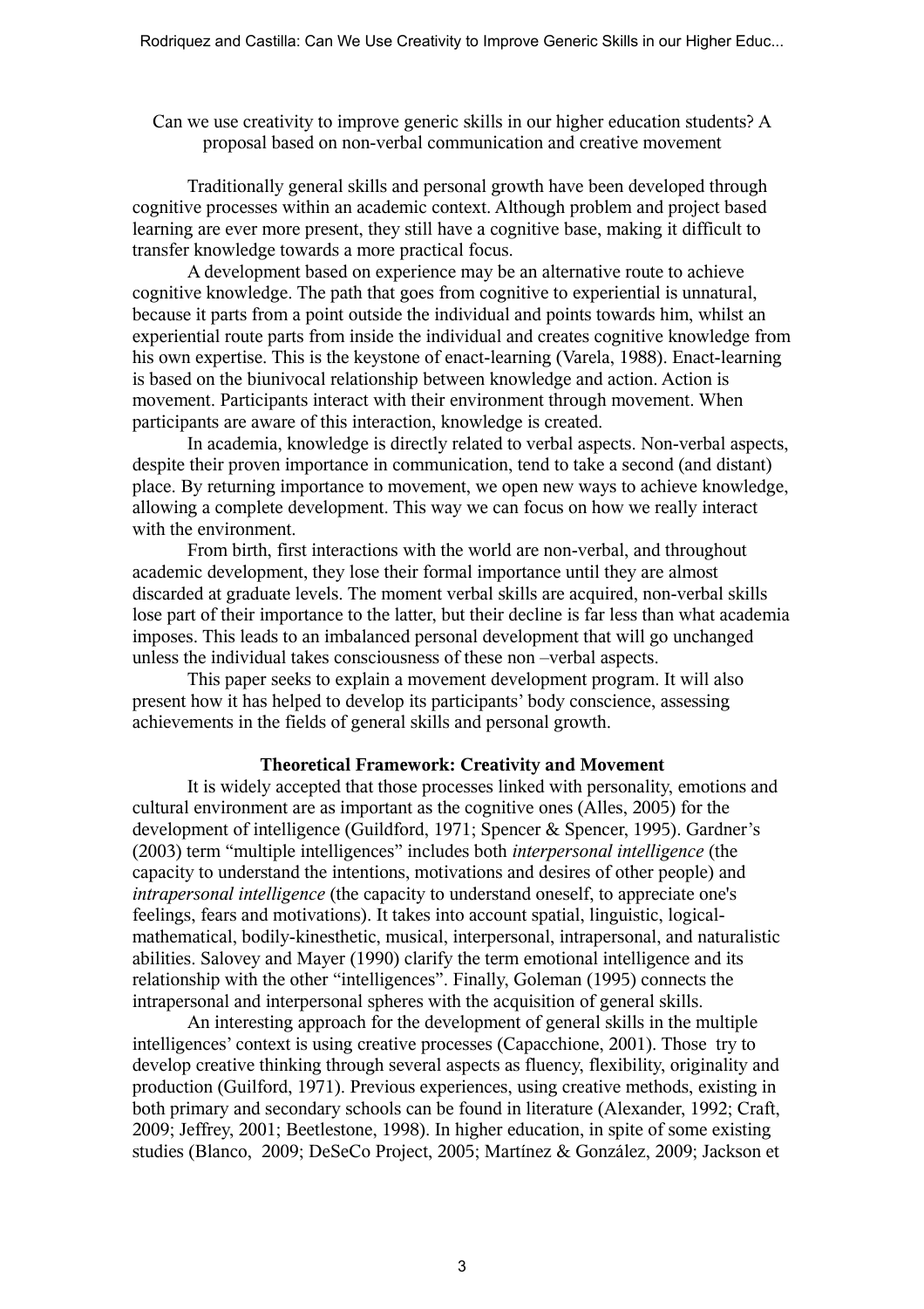Can we use creativity to improve generic skills in our higher education students? A proposal based on non-verbal communication and creative movement

Traditionally general skills and personal growth have been developed through cognitive processes within an academic context. Although problem and project based learning are ever more present, they still have a cognitive base, making it difficult to transfer knowledge towards a more practical focus.

A development based on experience may be an alternative route to achieve cognitive knowledge. The path that goes from cognitive to experiential is unnatural, because it parts from a point outside the individual and points towards him, whilst an experiential route parts from inside the individual and creates cognitive knowledge from his own expertise. This is the keystone of enact-learning (Varela, 1988). Enact-learning is based on the biunivocal relationship between knowledge and action. Action is movement. Participants interact with their environment through movement. When participants are aware of this interaction, knowledge is created.

In academia, knowledge is directly related to verbal aspects. Non-verbal aspects, despite their proven importance in communication, tend to take a second (and distant) place. By returning importance to movement, we open new ways to achieve knowledge, allowing a complete development. This way we can focus on how we really interact with the environment.

From birth, first interactions with the world are non-verbal, and throughout academic development, they lose their formal importance until they are almost discarded at graduate levels. The moment verbal skills are acquired, non-verbal skills lose part of their importance to the latter, but their decline is far less than what academia imposes. This leads to an imbalanced personal development that will go unchanged unless the individual takes consciousness of these non –verbal aspects.

This paper seeks to explain a movement development program. It will also present how it has helped to develop its participants' body conscience, assessing achievements in the fields of general skills and personal growth.

## Theoretical Framework: Creativity and Movement

It is widely accepted that those processes linked with personality, emotions and cultural environment are as important as the cognitive ones (Alles, 2005) for the development of intelligence (Guildford, 1971; Spencer & Spencer, 1995). Gardner's (2003) term "multiple intelligences" includes both *interpersonal intelligence* (the capacity to understand the intentions, motivations and desires of other people) and *intrapersonal intelligence* (the capacity to understand oneself, to appreciate one's feelings, fears and motivations). It takes into account spatial, linguistic, logical-mathematical, bodily-kinesthetic, musical, interpersonal, intrapersonal, and naturalistic abilities. Salovey and Mayer (1990) clarify the term emotional intelligence and its relationship with the other "intelligences". Finally, Goleman (1995) connects the intrapersonal and interpersonal spheres with the acquisition of general skills.

An interesting approach for the development of general skills in the multiple intelligences' context is using creative processes (Capacchione, 2001). Those try to develop creative thinking through several aspects as fluency, flexibility, originality and production (Guilford, 1971). Previous experiences, using creative methods, existing in both primary and secondary schools can be found in literature (Alexander, 1992; Craft, 2009; Jeffrey, 2001; Beetlestone, 1998). In higher education, in spite of some existing studies (Blanco, 2009; DeSeCo Project, 2005; Martínez & González, 2009; Jackson et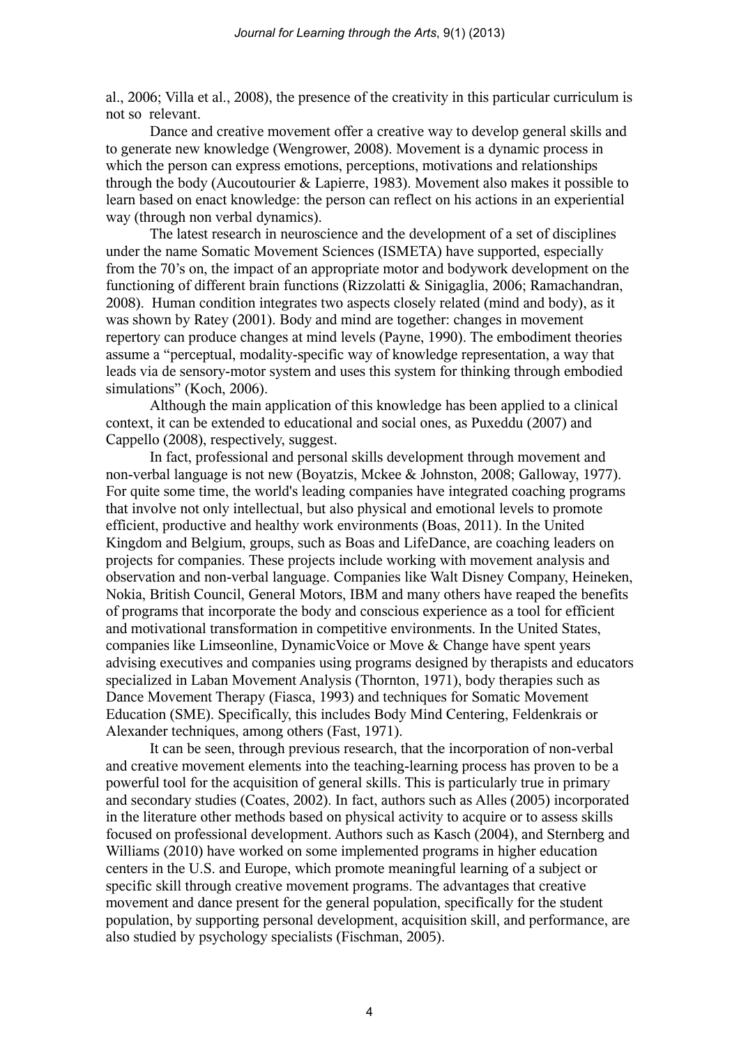al., 2006; Villa et al., 2008), the presence of the creativity in this particular curriculum is not so relevant.

Dance and creative movement offer a creative way to develop general skills and to generate new knowledge (Wengrower, 2008). Movement is a dynamic process in which the person can express emotions, perceptions, motivations and relationships through the body (Aucoutourier & Lapierre, 1983). Movement also makes it possible to learn based on enact knowledge: the person can reflect on his actions in an experiential way (through non verbal dynamics).

The latest research in neuroscience and the development of a set of disciplines under the name Somatic Movement Sciences (ISMETA) have supported, especially from the 70's on, the impact of an appropriate motor and bodywork development on the functioning of different brain functions (Rizzolatti & Sinigaglia, 2006; Ramachandran, 2008). Human condition integrates two aspects closely related (mind and body), as it was shown by Ratey (2001). Body and mind are together: changes in movement repertory can produce changes at mind levels (Payne, 1990). The embodiment theories assume a "perceptual, modality-specific way of knowledge representation, a way that leads via de sensory-motor system and uses this system for thinking through embodied simulations" (Koch, 2006).

Although the main application of this knowledge has been applied to a clinical context, it can be extended to educational and social ones, as Puxeddu (2007) and Cappello (2008), respectively, suggest.

In fact, professional and personal skills development through movement and non-verbal language is not new (Boyatzis, Mckee & Johnston, 2008; Galloway, 1977). For quite some time, the world's leading companies have integrated coaching programs that involve not only intellectual, but also physical and emotional levels to promote efficient, productive and healthy work environments (Boas, 2011). In the United Kingdom and Belgium, groups, such as Boas and LifeDance, are coaching leaders on projects for companies. These projects include working with movement analysis and observation and non-verbal language. Companies like Walt Disney Company, Heineken, Nokia, British Council, General Motors, IBM and many others have reaped the benefits of programs that incorporate the body and conscious experience as a tool for efficient and motivational transformation in competitive environments. In the United States, companies like Limseonline, DynamicVoice or Move & Change have spent years advising executives and companies using programs designed by therapists and educators specialized in Laban Movement Analysis (Thornton, 1971), body therapies such as Dance Movement Therapy (Fiasca, 1993) and techniques for Somatic Movement Education (SME). Specifically, this includes Body Mind Centering, Feldenkrais or Alexander techniques, among others (Fast, 1971).

It can be seen, through previous research, that the incorporation of non-verbal and creative movement elements into the teaching-learning process has proven to be a powerful tool for the acquisition of general skills. This is particularly true in primary and secondary studies (Coates, 2002). In fact, authors such as Alles (2005) incorporated in the literature other methods based on physical activity to acquire or to assess skills focused on professional development. Authors such as Kasch (2004), and Sternberg and Williams (2010) have worked on some implemented programs in higher education centers in the U.S. and Europe, which promote meaningful learning of a subject or specific skill through creative movement programs. The advantages that creative movement and dance present for the general population, specifically for the student population, by supporting personal development, acquisition skill, and performance, are also studied by psychology specialists (Fischman, 2005).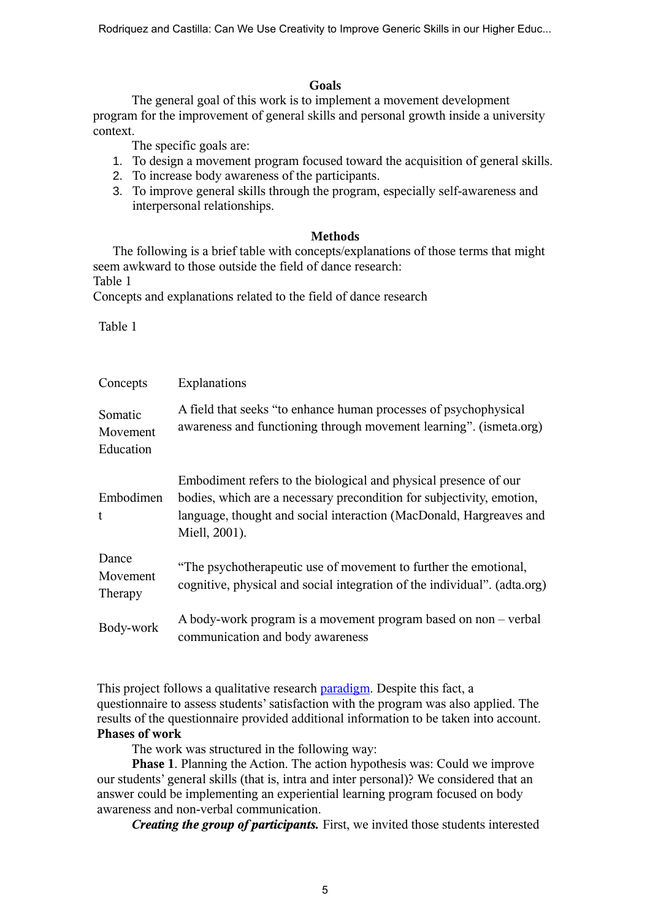## Goals

The general goal of this work is to implement a movement development program for the improvement of general skills and personal growth inside a university context.

The specific goals are:

1. To design a movement program focused toward the acquisition of general skills.
2. To increase body awareness of the participants.
3. To improve general skills through the program, especially self-awareness and interpersonal relationships.

## Methods

The following is a brief table with concepts/explanations of those terms that might seem awkward to those outside the field of dance research:

Table 1

Concepts and explanations related to the field of dance research

Table 1

| Concepts | Explanations |
|---|---|
| Somatic Movement Education | A field that seeks "to enhance human processes of psychophysical awareness and functioning through movement learning". (ismeta.org) |
| Embodiment | Embodiment refers to the biological and physical presence of our bodies, which are a necessary precondition for subjectivity, emotion, language, thought and social interaction (MacDonald, Hargreaves and Miell, 2001). |
| Dance Movement Therapy | "The psychotherapeutic use of movement to further the emotional, cognitive, physical and social integration of the individual". (adta.org) |
| Body-work | A body-work program is a movement program based on non – verbal communication and body awareness |

This project follows a qualitative research paradigm. Despite this fact, a questionnaire to assess students' satisfaction with the program was also applied. The results of the questionnaire provided additional information to be taken into account.

**Phases of work**

The work was structured in the following way:

**Phase 1**. Planning the Action. The action hypothesis was: Could we improve our students' general skills (that is, intra and inter personal)? We considered that an answer could be implementing an experiential learning program focused on body awareness and non-verbal communication.

***Creating the group of participants.*** First, we invited those students interested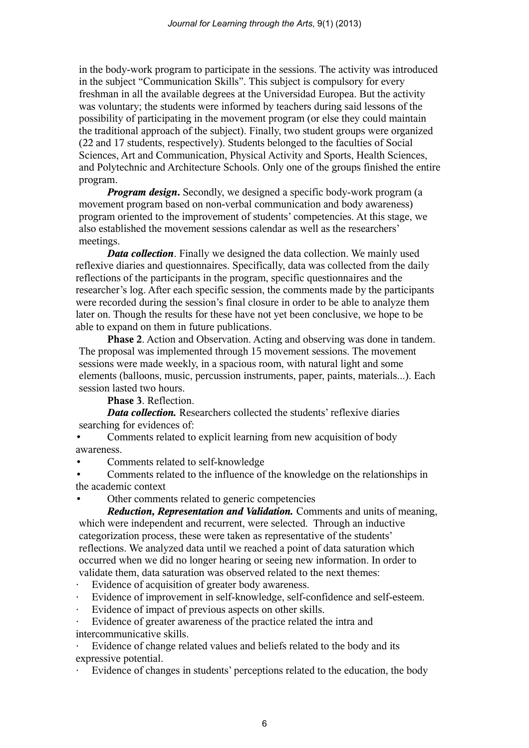in the body-work program to participate in the sessions. The activity was introduced in the subject "Communication Skills". This subject is compulsory for every freshman in all the available degrees at the Universidad Europea. But the activity was voluntary; the students were informed by teachers during said lessons of the possibility of participating in the movement program (or else they could maintain the traditional approach of the subject). Finally, two student groups were organized (22 and 17 students, respectively). Students belonged to the faculties of Social Sciences, Art and Communication, Physical Activity and Sports, Health Sciences, and Polytechnic and Architecture Schools. Only one of the groups finished the entire program.

***Program design*.** Secondly, we designed a specific body-work program (a movement program based on non-verbal communication and body awareness) program oriented to the improvement of students' competencies. At this stage, we also established the movement sessions calendar as well as the researchers' meetings.

***Data collection***. Finally we designed the data collection. We mainly used reflexive diaries and questionnaires. Specifically, data was collected from the daily reflections of the participants in the program, specific questionnaires and the researcher's log. After each specific session, the comments made by the participants were recorded during the session's final closure in order to be able to analyze them later on. Though the results for these have not yet been conclusive, we hope to be able to expand on them in future publications.

**Phase 2**. Action and Observation. Acting and observing was done in tandem. The proposal was implemented through 15 movement sessions. The movement sessions were made weekly, in a spacious room, with natural light and some elements (balloons, music, percussion instruments, paper, paints, materials...). Each session lasted two hours.

**Phase 3**. Reflection.

***Data collection.*** Researchers collected the students' reflexive diaries searching for evidences of:

- Comments related to explicit learning from new acquisition of body awareness.
- Comments related to self-knowledge
- Comments related to the influence of the knowledge on the relationships in the academic context
- Other comments related to generic competencies

***Reduction, Representation and Validation.*** Comments and units of meaning, which were independent and recurrent, were selected. Through an inductive categorization process, these were taken as representative of the students' reflections. We analyzed data until we reached a point of data saturation which occurred when we did no longer hearing or seeing new information. In order to validate them, data saturation was observed related to the next themes:

- Evidence of acquisition of greater body awareness.
- Evidence of improvement in self-knowledge, self-confidence and self-esteem.
- Evidence of impact of previous aspects on other skills.
- Evidence of greater awareness of the practice related the intra and intercommunicative skills.
- Evidence of change related values and beliefs related to the body and its expressive potential.
- Evidence of changes in students' perceptions related to the education, the body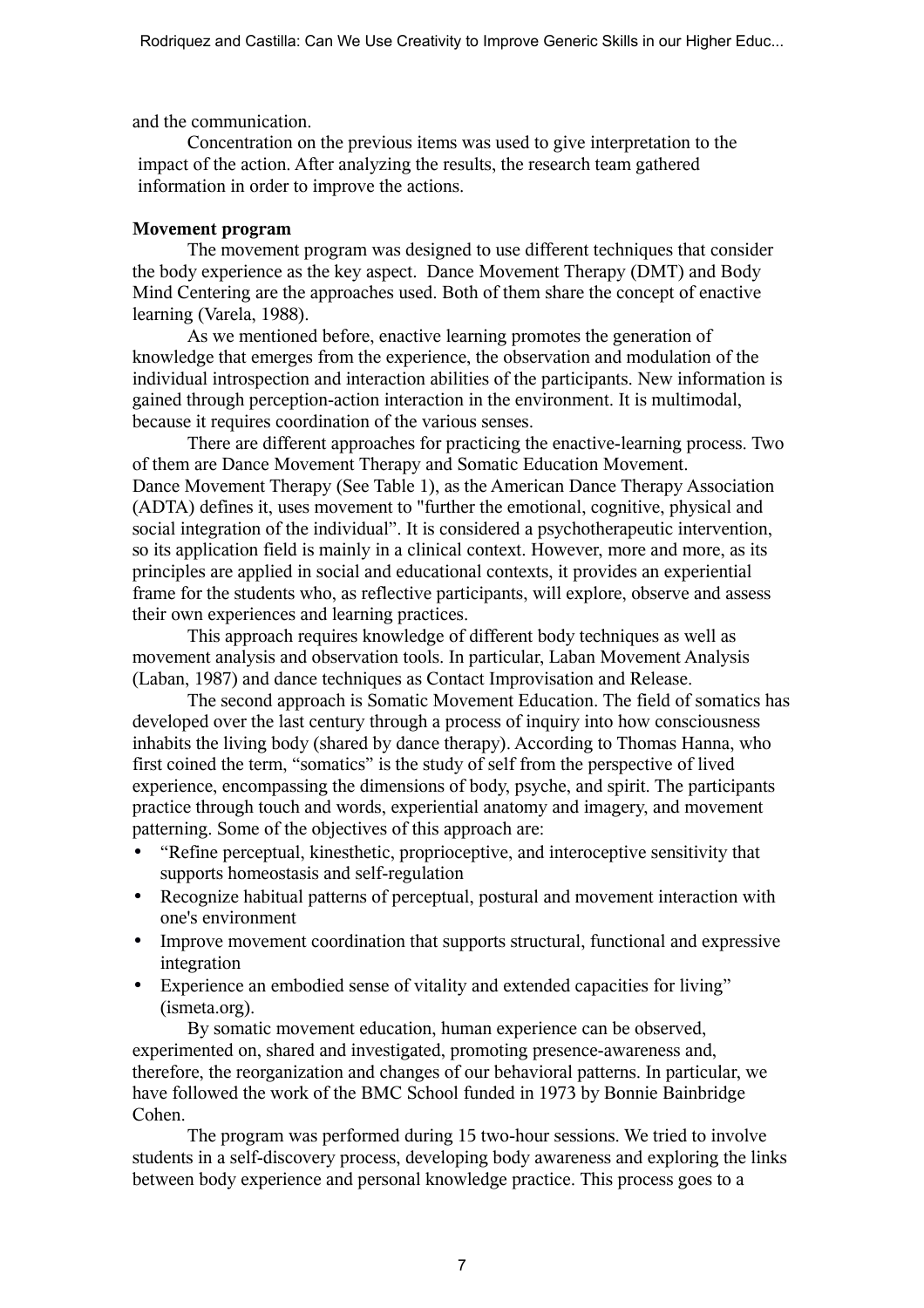and the communication.

Concentration on the previous items was used to give interpretation to the impact of the action. After analyzing the results, the research team gathered information in order to improve the actions.

**Movement program**

The movement program was designed to use different techniques that consider the body experience as the key aspect. Dance Movement Therapy (DMT) and Body Mind Centering are the approaches used. Both of them share the concept of enactive learning (Varela, 1988).

As we mentioned before, enactive learning promotes the generation of knowledge that emerges from the experience, the observation and modulation of the individual introspection and interaction abilities of the participants. New information is gained through perception-action interaction in the environment. It is multimodal, because it requires coordination of the various senses.

There are different approaches for practicing the enactive-learning process. Two of them are Dance Movement Therapy and Somatic Education Movement. Dance Movement Therapy (See Table 1), as the American Dance Therapy Association (ADTA) defines it, uses movement to "further the emotional, cognitive, physical and social integration of the individual". It is considered a psychotherapeutic intervention, so its application field is mainly in a clinical context. However, more and more, as its principles are applied in social and educational contexts, it provides an experiential frame for the students who, as reflective participants, will explore, observe and assess their own experiences and learning practices.

This approach requires knowledge of different body techniques as well as movement analysis and observation tools. In particular, Laban Movement Analysis (Laban, 1987) and dance techniques as Contact Improvisation and Release.

The second approach is Somatic Movement Education. The field of somatics has developed over the last century through a process of inquiry into how consciousness inhabits the living body (shared by dance therapy). According to Thomas Hanna, who first coined the term, "somatics" is the study of self from the perspective of lived experience, encompassing the dimensions of body, psyche, and spirit. The participants practice through touch and words, experiential anatomy and imagery, and movement patterning. Some of the objectives of this approach are:

- "Refine perceptual, kinesthetic, proprioceptive, and interoceptive sensitivity that supports homeostasis and self-regulation
- Recognize habitual patterns of perceptual, postural and movement interaction with one's environment
- Improve movement coordination that supports structural, functional and expressive integration
- Experience an embodied sense of vitality and extended capacities for living" (ismeta.org).

By somatic movement education, human experience can be observed, experimented on, shared and investigated, promoting presence-awareness and, therefore, the reorganization and changes of our behavioral patterns. In particular, we have followed the work of the BMC School funded in 1973 by Bonnie Bainbridge Cohen.

The program was performed during 15 two-hour sessions. We tried to involve students in a self-discovery process, developing body awareness and exploring the links between body experience and personal knowledge practice. This process goes to a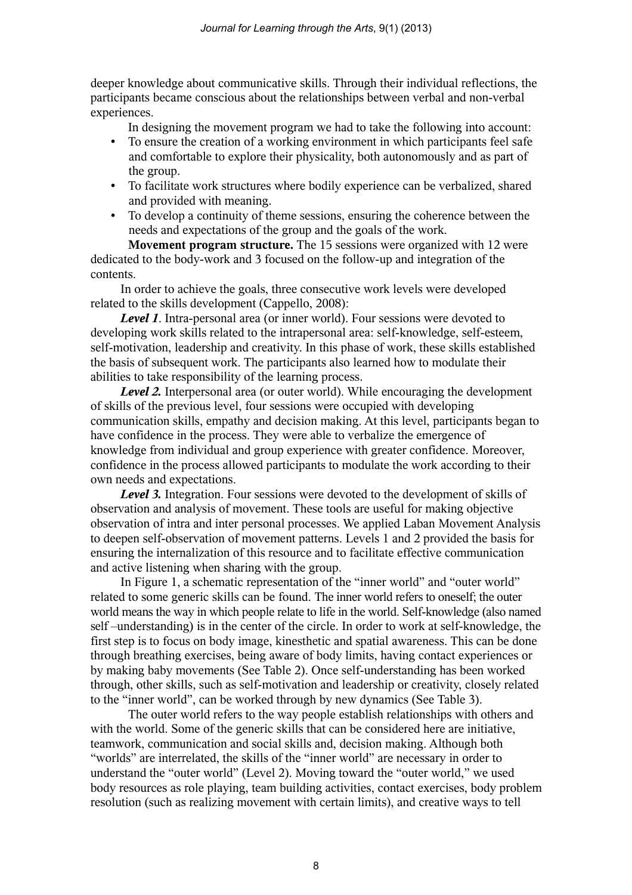deeper knowledge about communicative skills. Through their individual reflections, the participants became conscious about the relationships between verbal and non-verbal experiences.

In designing the movement program we had to take the following into account:

- To ensure the creation of a working environment in which participants feel safe and comfortable to explore their physicality, both autonomously and as part of the group.
- To facilitate work structures where bodily experience can be verbalized, shared and provided with meaning.
- To develop a continuity of theme sessions, ensuring the coherence between the needs and expectations of the group and the goals of the work.

**Movement program structure.** The 15 sessions were organized with 12 were dedicated to the body-work and 3 focused on the follow-up and integration of the contents.

In order to achieve the goals, three consecutive work levels were developed related to the skills development (Cappello, 2008):

***Level 1***. Intra-personal area (or inner world). Four sessions were devoted to developing work skills related to the intrapersonal area: self-knowledge, self-esteem, self-motivation, leadership and creativity. In this phase of work, these skills established the basis of subsequent work. The participants also learned how to modulate their abilities to take responsibility of the learning process.

***Level 2.*** Interpersonal area (or outer world). While encouraging the development of skills of the previous level, four sessions were occupied with developing communication skills, empathy and decision making. At this level, participants began to have confidence in the process. They were able to verbalize the emergence of knowledge from individual and group experience with greater confidence. Moreover, confidence in the process allowed participants to modulate the work according to their own needs and expectations.

***Level 3.*** Integration. Four sessions were devoted to the development of skills of observation and analysis of movement. These tools are useful for making objective observation of intra and inter personal processes. We applied Laban Movement Analysis to deepen self-observation of movement patterns. Levels 1 and 2 provided the basis for ensuring the internalization of this resource and to facilitate effective communication and active listening when sharing with the group.

In Figure 1, a schematic representation of the "inner world" and "outer world" related to some generic skills can be found. The inner world refers to oneself; the outer world means the way in which people relate to life in the world. Self-knowledge (also named self –understanding) is in the center of the circle. In order to work at self-knowledge, the first step is to focus on body image, kinesthetic and spatial awareness. This can be done through breathing exercises, being aware of body limits, having contact experiences or by making baby movements (See Table 2). Once self-understanding has been worked through, other skills, such as self-motivation and leadership or creativity, closely related to the "inner world", can be worked through by new dynamics (See Table 3).

The outer world refers to the way people establish relationships with others and with the world. Some of the generic skills that can be considered here are initiative, teamwork, communication and social skills and, decision making. Although both "worlds" are interrelated, the skills of the "inner world" are necessary in order to understand the "outer world" (Level 2). Moving toward the "outer world," we used body resources as role playing, team building activities, contact exercises, body problem resolution (such as realizing movement with certain limits), and creative ways to tell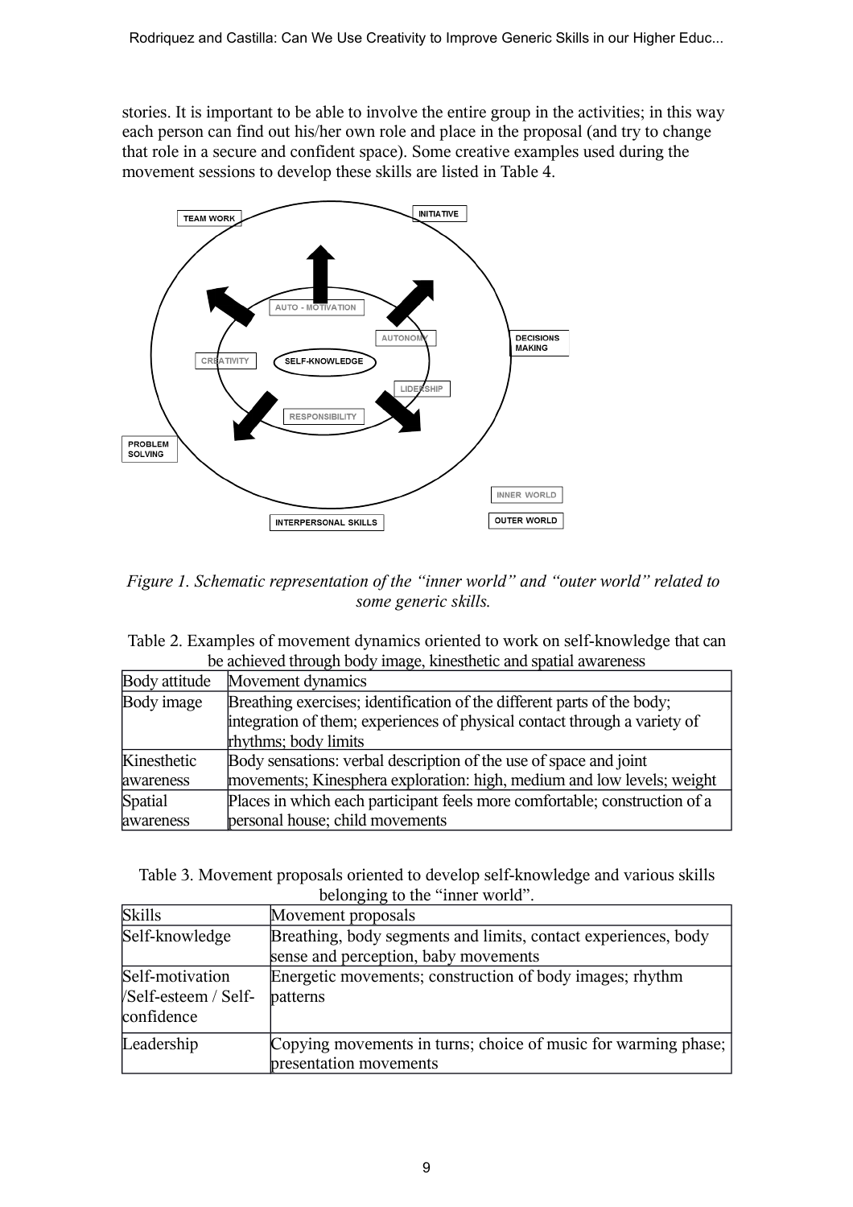stories. It is important to be able to involve the entire group in the activities; in this way each person can find out his/her own role and place in the proposal (and try to change that role in a secure and confident space). Some creative examples used during the movement sessions to develop these skills are listed in Table 4.

*Figure 1. Schematic representation of the "inner world" and "outer world" related to some generic skills.*

Table 2. Examples of movement dynamics oriented to work on self-knowledge that can be achieved through body image, kinesthetic and spatial awareness

| Body attitude | Movement dynamics |
|---|---|
| Body image | Breathing exercises; identification of the different parts of the body; integration of them; experiences of physical contact through a variety of rhythms; body limits |
| Kinesthetic awareness | Body sensations: verbal description of the use of space and joint movements; Kinesphera exploration: high, medium and low levels; weight |
| Spatial awareness | Places in which each participant feels more comfortable; construction of a personal house; child movements |

Table 3. Movement proposals oriented to develop self-knowledge and various skills belonging to the "inner world".

| Skills | Movement proposals |
|---|---|
| Self-knowledge | Breathing, body segments and limits, contact experiences, body sense and perception, baby movements |
| Self-motivation /Self-esteem / Self-confidence | Energetic movements; construction of body images; rhythm patterns |
| Leadership | Copying movements in turns; choice of music for warming phase; presentation movements |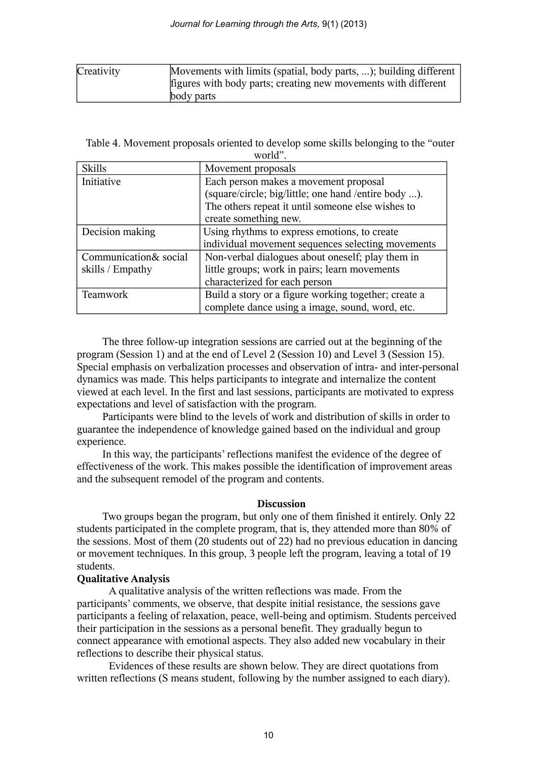| Creativity | Movements with limits (spatial, body parts, ...); building different figures with body parts; creating new movements with different body parts |
|---|---|

Table 4. Movement proposals oriented to develop some skills belonging to the "outer world".

| Skills | Movement proposals |
|---|---|
| Initiative | Each person makes a movement proposal (square/circle; big/little; one hand /entire body ...). The others repeat it until someone else wishes to create something new. |
| Decision making | Using rhythms to express emotions, to create individual movement sequences selecting movements |
| Communication& social skills / Empathy | Non-verbal dialogues about oneself; play them in little groups; work in pairs; learn movements characterized for each person |
| Teamwork | Build a story or a figure working together; create a complete dance using a image, sound, word, etc. |

The three follow-up integration sessions are carried out at the beginning of the program (Session 1) and at the end of Level 2 (Session 10) and Level 3 (Session 15). Special emphasis on verbalization processes and observation of intra- and inter-personal dynamics was made. This helps participants to integrate and internalize the content viewed at each level. In the first and last sessions, participants are motivated to express expectations and level of satisfaction with the program.

Participants were blind to the levels of work and distribution of skills in order to guarantee the independence of knowledge gained based on the individual and group experience.

In this way, the participants' reflections manifest the evidence of the degree of effectiveness of the work. This makes possible the identification of improvement areas and the subsequent remodel of the program and contents.

## Discussion

Two groups began the program, but only one of them finished it entirely. Only 22 students participated in the complete program, that is, they attended more than 80% of the sessions. Most of them (20 students out of 22) had no previous education in dancing or movement techniques. In this group, 3 people left the program, leaving a total of 19 students.

### Qualitative Analysis

A qualitative analysis of the written reflections was made. From the participants' comments, we observe, that despite initial resistance, the sessions gave participants a feeling of relaxation, peace, well-being and optimism. Students perceived their participation in the sessions as a personal benefit. They gradually begun to connect appearance with emotional aspects. They also added new vocabulary in their reflections to describe their physical status.

Evidences of these results are shown below. They are direct quotations from written reflections (S means student, following by the number assigned to each diary).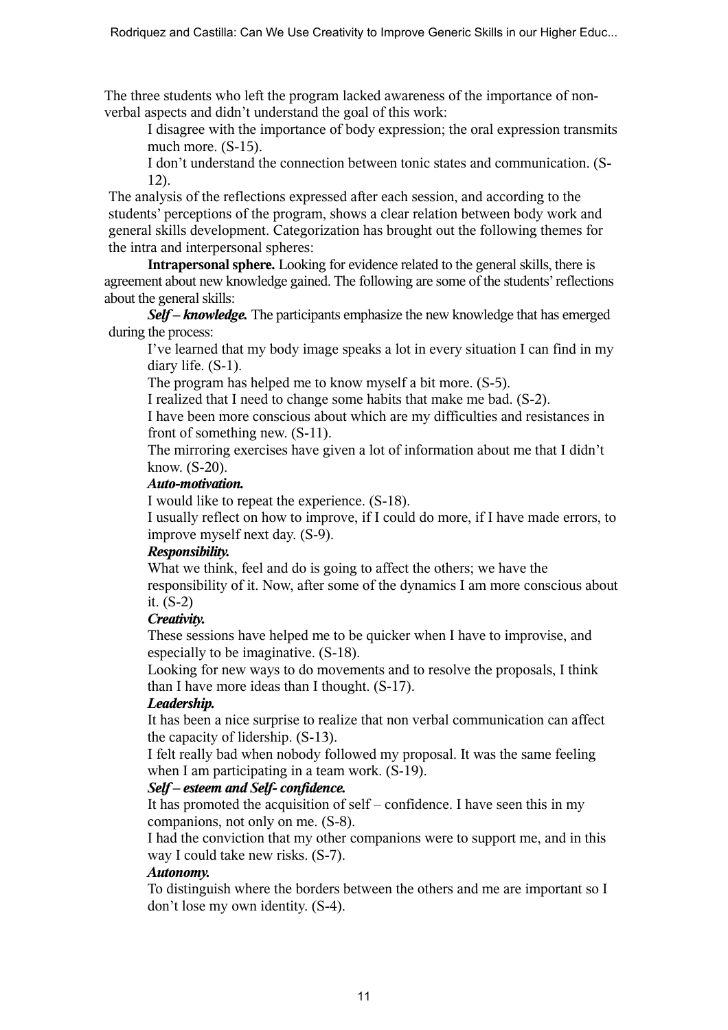The three students who left the program lacked awareness of the importance of non-verbal aspects and didn't understand the goal of this work:

> I disagree with the importance of body expression; the oral expression transmits much more. (S-15).
>
> I don't understand the connection between tonic states and communication. (S-12).

The analysis of the reflections expressed after each session, and according to the students' perceptions of the program, shows a clear relation between body work and general skills development. Categorization has brought out the following themes for the intra and interpersonal spheres:

**Intrapersonal sphere.** Looking for evidence related to the general skills, there is agreement about new knowledge gained. The following are some of the students' reflections about the general skills:

***Self – knowledge.*** The participants emphasize the new knowledge that has emerged during the process:

> I've learned that my body image speaks a lot in every situation I can find in my diary life. (S-1).
>
> The program has helped me to know myself a bit more. (S-5).
>
> I realized that I need to change some habits that make me bad. (S-2).
>
> I have been more conscious about which are my difficulties and resistances in front of something new. (S-11).
>
> The mirroring exercises have given a lot of information about me that I didn't know. (S-20).

***Auto-motivation.***

> I would like to repeat the experience. (S-18).
>
> I usually reflect on how to improve, if I could do more, if I have made errors, to improve myself next day. (S-9).

***Responsibility.***

> What we think, feel and do is going to affect the others; we have the responsibility of it. Now, after some of the dynamics I am more conscious about it. (S-2)

***Creativity.***

> These sessions have helped me to be quicker when I have to improvise, and especially to be imaginative. (S-18).
>
> Looking for new ways to do movements and to resolve the proposals, I think than I have more ideas than I thought. (S-17).

***Leadership.***

> It has been a nice surprise to realize that non verbal communication can affect the capacity of lidership. (S-13).
>
> I felt really bad when nobody followed my proposal. It was the same feeling when I am participating in a team work. (S-19).

***Self – esteem and Self- confidence.***

> It has promoted the acquisition of self – confidence. I have seen this in my companions, not only on me. (S-8).
>
> I had the conviction that my other companions were to support me, and in this way I could take new risks. (S-7).

***Autonomy.***

> To distinguish where the borders between the others and me are important so I don't lose my own identity. (S-4).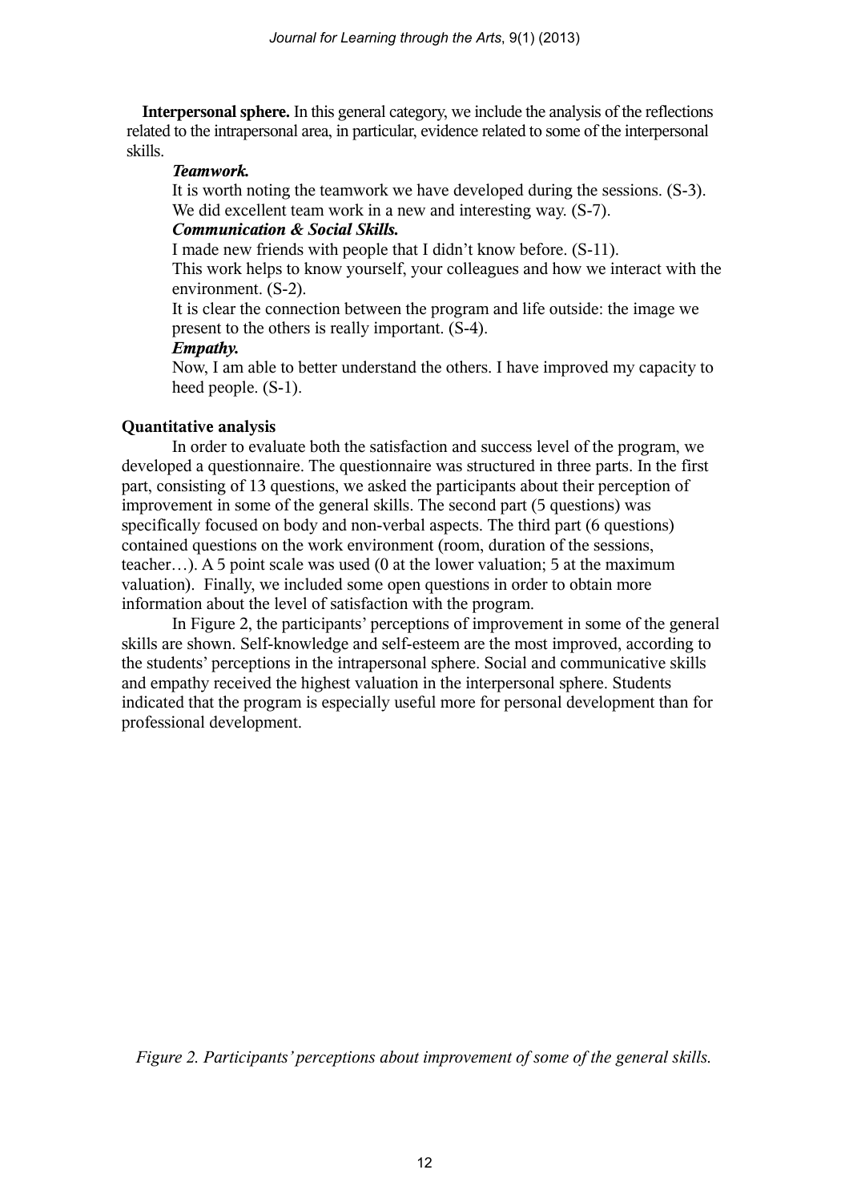**Interpersonal sphere.** In this general category, we include the analysis of the reflections related to the intrapersonal area, in particular, evidence related to some of the interpersonal skills.

> ***Teamwork.***
>
> It is worth noting the teamwork we have developed during the sessions. (S-3).
> We did excellent team work in a new and interesting way. (S-7).
>
> ***Communication & Social Skills.***
>
> I made new friends with people that I didn't know before. (S-11).
> This work helps to know yourself, your colleagues and how we interact with the environment. (S-2).
> It is clear the connection between the program and life outside: the image we present to the others is really important. (S-4).
>
> ***Empathy.***
>
> Now, I am able to better understand the others. I have improved my capacity to heed people. (S-1).

**Quantitative analysis**

In order to evaluate both the satisfaction and success level of the program, we developed a questionnaire. The questionnaire was structured in three parts. In the first part, consisting of 13 questions, we asked the participants about their perception of improvement in some of the general skills. The second part (5 questions) was specifically focused on body and non-verbal aspects. The third part (6 questions) contained questions on the work environment (room, duration of the sessions, teacher…). A 5 point scale was used (0 at the lower valuation; 5 at the maximum valuation). Finally, we included some open questions in order to obtain more information about the level of satisfaction with the program.

In Figure 2, the participants' perceptions of improvement in some of the general skills are shown. Self-knowledge and self-esteem are the most improved, according to the students' perceptions in the intrapersonal sphere. Social and communicative skills and empathy received the highest valuation in the interpersonal sphere. Students indicated that the program is especially useful more for personal development than for professional development.

*Figure 2. Participants' perceptions about improvement of some of the general skills.*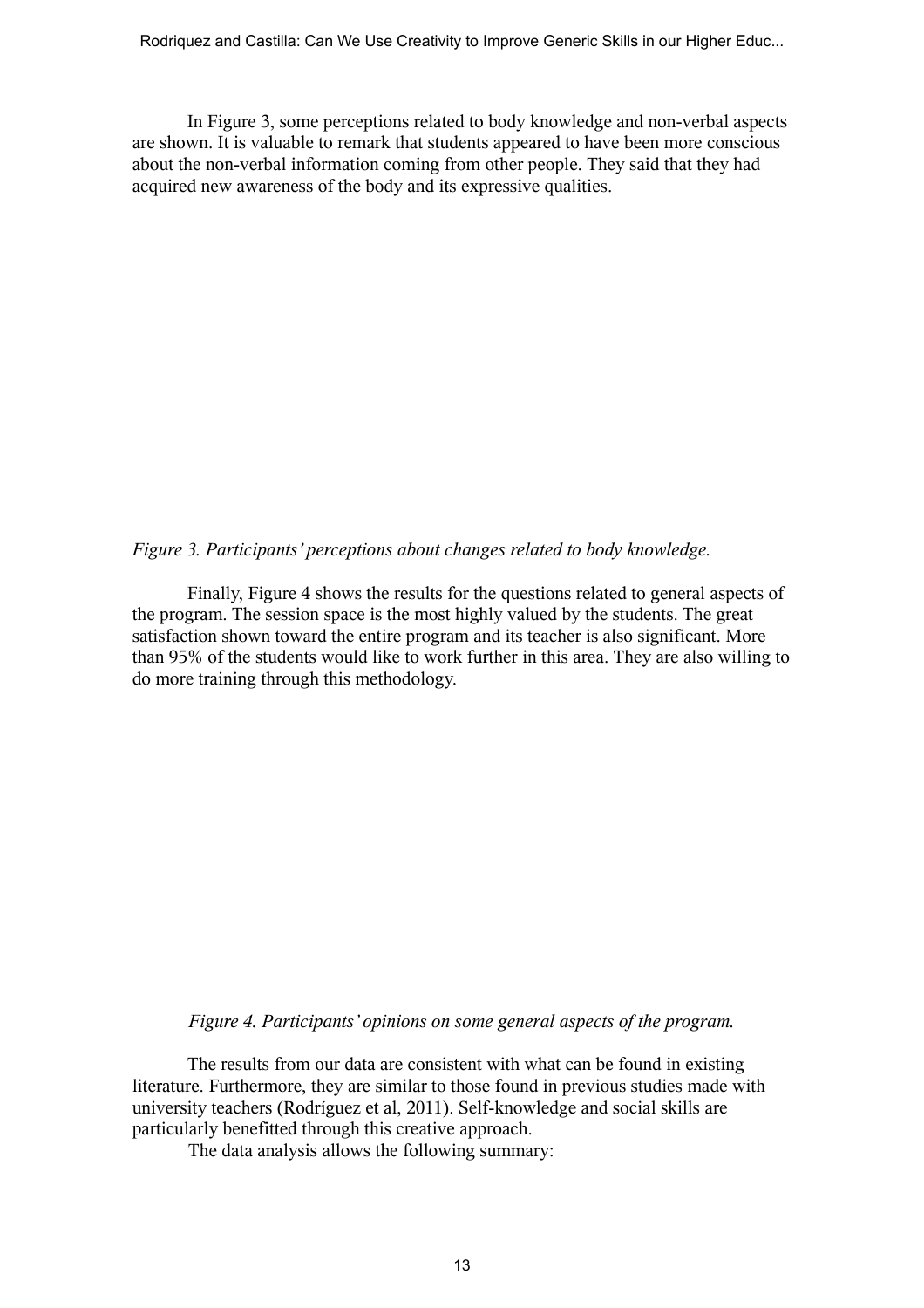In Figure 3, some perceptions related to body knowledge and non-verbal aspects are shown. It is valuable to remark that students appeared to have been more conscious about the non-verbal information coming from other people. They said that they had acquired new awareness of the body and its expressive qualities.

*Figure 3. Participants' perceptions about changes related to body knowledge.*

Finally, Figure 4 shows the results for the questions related to general aspects of the program. The session space is the most highly valued by the students. The great satisfaction shown toward the entire program and its teacher is also significant. More than 95% of the students would like to work further in this area. They are also willing to do more training through this methodology.

*Figure 4. Participants' opinions on some general aspects of the program.*

The results from our data are consistent with what can be found in existing literature. Furthermore, they are similar to those found in previous studies made with university teachers (Rodríguez et al, 2011). Self-knowledge and social skills are particularly benefitted through this creative approach.

The data analysis allows the following summary: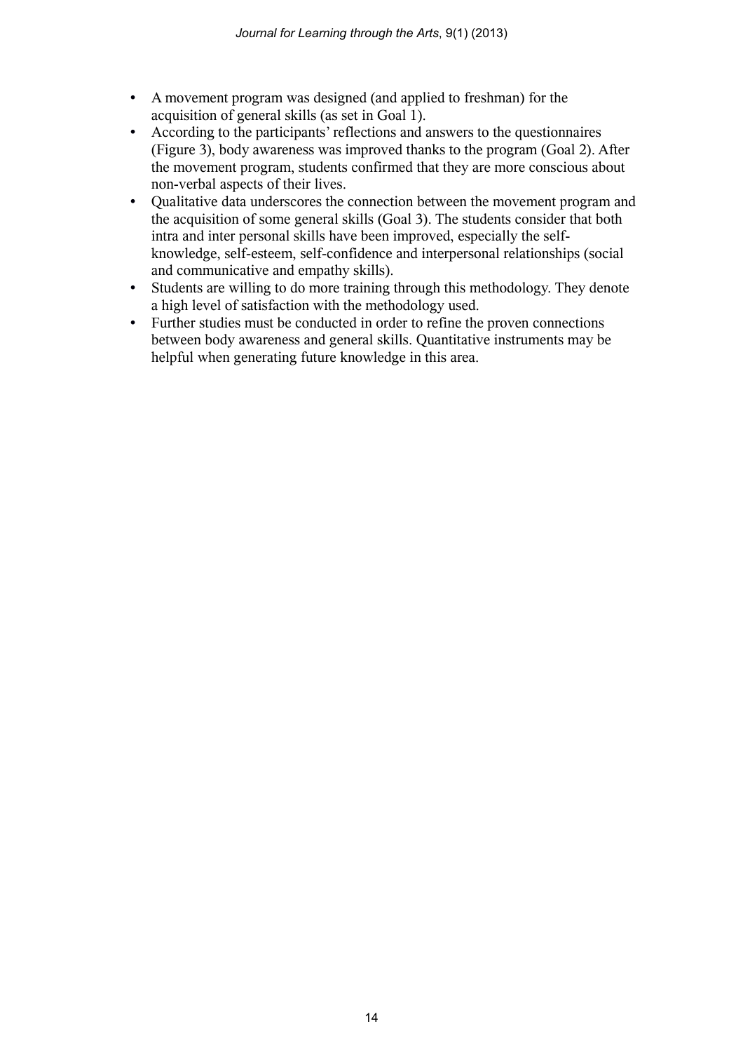- A movement program was designed (and applied to freshman) for the acquisition of general skills (as set in Goal 1).
- According to the participants' reflections and answers to the questionnaires (Figure 3), body awareness was improved thanks to the program (Goal 2). After the movement program, students confirmed that they are more conscious about non-verbal aspects of their lives.
- Qualitative data underscores the connection between the movement program and the acquisition of some general skills (Goal 3). The students consider that both intra and inter personal skills have been improved, especially the self-knowledge, self-esteem, self-confidence and interpersonal relationships (social and communicative and empathy skills).
- Students are willing to do more training through this methodology. They denote a high level of satisfaction with the methodology used.
- Further studies must be conducted in order to refine the proven connections between body awareness and general skills. Quantitative instruments may be helpful when generating future knowledge in this area.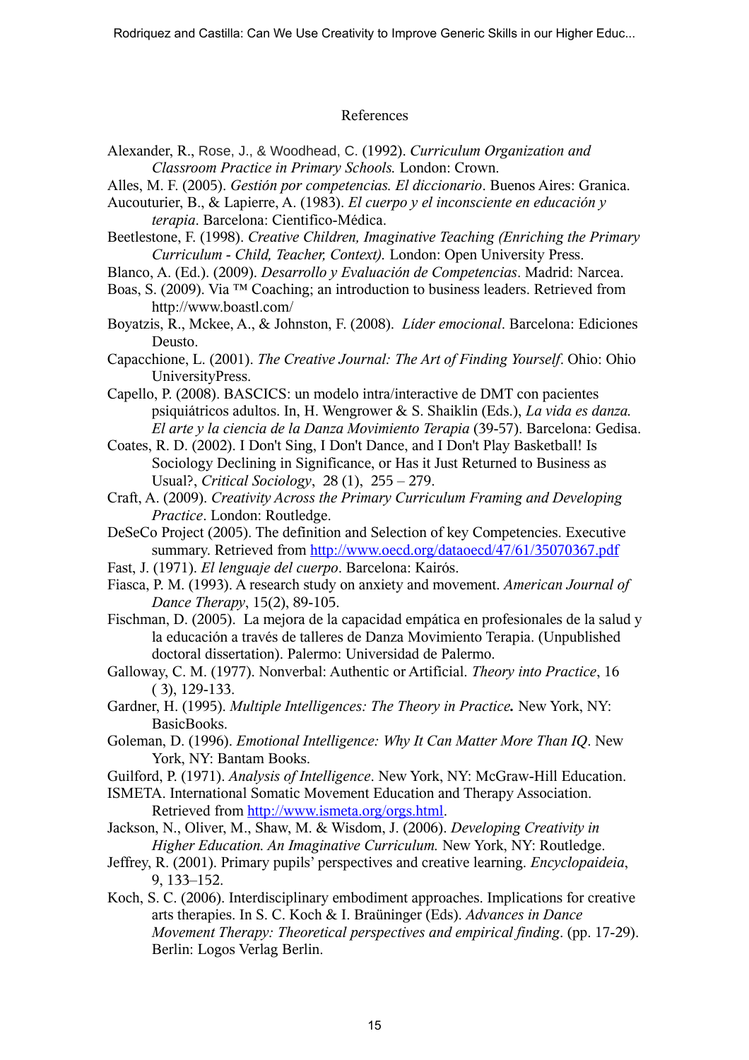## References

Alexander, R., Rose, J., & Woodhead, C. (1992). *Curriculum Organization and Classroom Practice in Primary Schools.* London: Crown.

Alles, M. F. (2005). *Gestión por competencias. El diccionario*. Buenos Aires: Granica.

Aucouturier, B., & Lapierre, A. (1983). *El cuerpo y el inconsciente en educación y terapia*. Barcelona: Cientifico-Médica.

Beetlestone, F. (1998). *Creative Children, Imaginative Teaching (Enriching the Primary Curriculum - Child, Teacher, Context).* London: Open University Press.

Blanco, A. (Ed.). (2009). *Desarrollo y Evaluación de Competencias*. Madrid: Narcea.

Boas, S. (2009). Via ™ Coaching; an introduction to business leaders. Retrieved from http://www.boastl.com/

Boyatzis, R., Mckee, A., & Johnston, F. (2008). *Líder emocional*. Barcelona: Ediciones Deusto.

Capacchione, L. (2001). *The Creative Journal: The Art of Finding Yourself*. Ohio: Ohio UniversityPress.

Capello, P. (2008). BASCICS: un modelo intra/interactive de DMT con pacientes psiquiátricos adultos. In, H. Wengrower & S. Shaiklin (Eds.), *La vida es danza. El arte y la ciencia de la Danza Movimiento Terapia* (39-57). Barcelona: Gedisa.

Coates, R. D. (2002). I Don't Sing, I Don't Dance, and I Don't Play Basketball! Is Sociology Declining in Significance, or Has it Just Returned to Business as Usual?, *Critical Sociology*, 28 (1), 255 – 279.

Craft, A. (2009). *Creativity Across the Primary Curriculum Framing and Developing Practice*. London: Routledge.

DeSeCo Project (2005). The definition and Selection of key Competencies. Executive summary. Retrieved from http://www.oecd.org/dataoecd/47/61/35070367.pdf

Fast, J. (1971). *El lenguaje del cuerpo*. Barcelona: Kairós.

Fiasca, P. M. (1993). A research study on anxiety and movement. *American Journal of Dance Therapy*, 15(2), 89-105.

Fischman, D. (2005). La mejora de la capacidad empática en profesionales de la salud y la educación a través de talleres de Danza Movimiento Terapia. (Unpublished doctoral dissertation). Palermo: Universidad de Palermo.

Galloway, C. M. (1977). Nonverbal: Authentic or Artificial. *Theory into Practice*, 16 ( 3), 129-133.

Gardner, H. (1995). *Multiple Intelligences: The Theory in Practice.* New York, NY: BasicBooks.

Goleman, D. (1996). *Emotional Intelligence: Why It Can Matter More Than IQ*. New York, NY: Bantam Books.

Guilford, P. (1971). *Analysis of Intelligence*. New York, NY: McGraw-Hill Education.

ISMETA. International Somatic Movement Education and Therapy Association. Retrieved from http://www.ismeta.org/orgs.html.

Jackson, N., Oliver, M., Shaw, M. & Wisdom, J. (2006). *Developing Creativity in Higher Education. An Imaginative Curriculum.* New York, NY: Routledge.

Jeffrey, R. (2001). Primary pupils' perspectives and creative learning. *Encyclopaideia*, 9, 133–152.

Koch, S. C. (2006). Interdisciplinary embodiment approaches. Implications for creative arts therapies. In S. C. Koch & I. Braüninger (Eds). *Advances in Dance Movement Therapy: Theoretical perspectives and empirical finding*. (pp. 17-29). Berlin: Logos Verlag Berlin.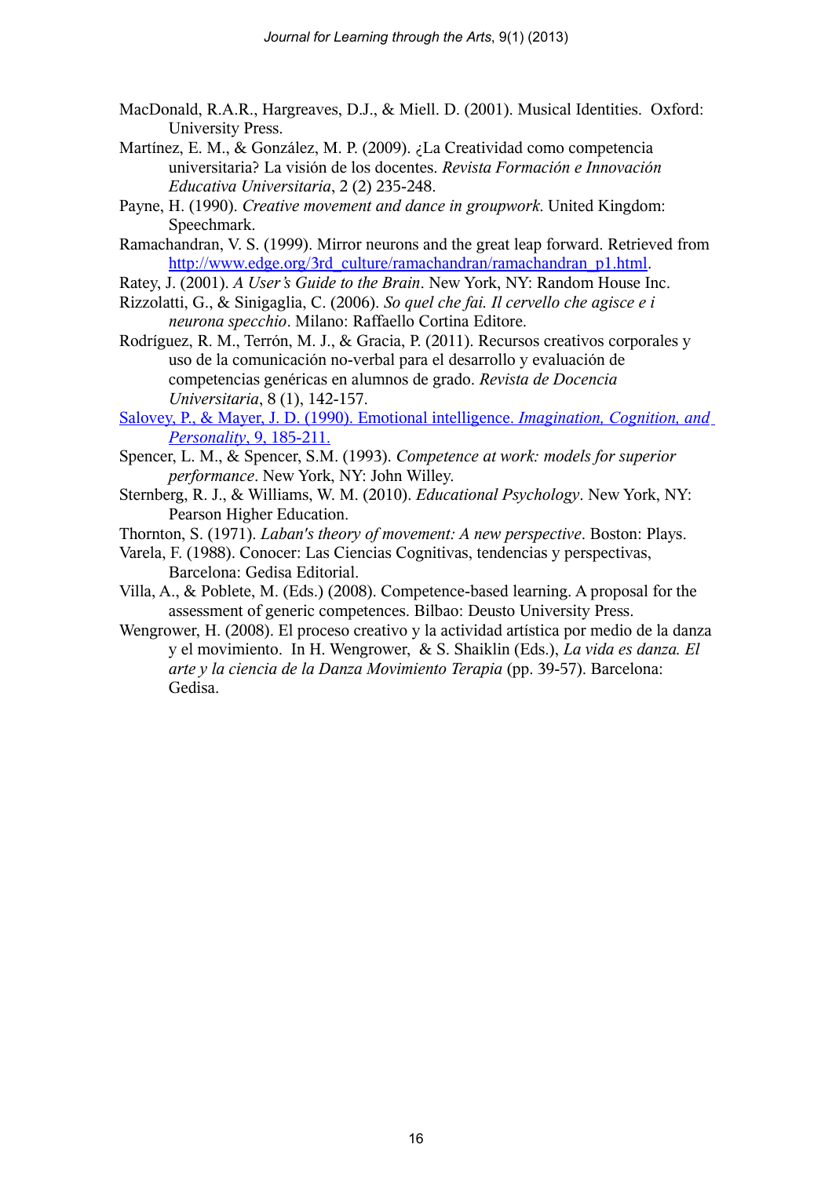MacDonald, R.A.R., Hargreaves, D.J., & Miell. D. (2001). Musical Identities. Oxford: University Press.

Martínez, E. M., & González, M. P. (2009). ¿La Creatividad como competencia universitaria? La visión de los docentes. *Revista Formación e Innovación Educativa Universitaria*, 2 (2) 235-248.

Payne, H. (1990). *Creative movement and dance in groupwork*. United Kingdom: Speechmark.

Ramachandran, V. S. (1999). Mirror neurons and the great leap forward. Retrieved from http://www.edge.org/3rd_culture/ramachandran/ramachandran_p1.html.

Ratey, J. (2001). *A User's Guide to the Brain*. New York, NY: Random House Inc.

Rizzolatti, G., & Sinigaglia, C. (2006). *So quel che fai. Il cervello che agisce e i neurona specchio*. Milano: Raffaello Cortina Editore.

Rodríguez, R. M., Terrón, M. J., & Gracia, P. (2011). Recursos creativos corporales y uso de la comunicación no-verbal para el desarrollo y evaluación de competencias genéricas en alumnos de grado. *Revista de Docencia Universitaria*, 8 (1), 142-157.

Salovey, P., & Mayer, J. D. (1990). Emotional intelligence. *Imagination, Cognition, and Personality*, 9, 185-211.

Spencer, L. M., & Spencer, S.M. (1993). *Competence at work: models for superior performance*. New York, NY: John Willey.

Sternberg, R. J., & Williams, W. M. (2010). *Educational Psychology*. New York, NY: Pearson Higher Education.

Thornton, S. (1971). *Laban's theory of movement: A new perspective*. Boston: Plays.

Varela, F. (1988). Conocer: Las Ciencias Cognitivas, tendencias y perspectivas, Barcelona: Gedisa Editorial.

Villa, A., & Poblete, M. (Eds.) (2008). Competence-based learning. A proposal for the assessment of generic competences. Bilbao: Deusto University Press.

Wengrower, H. (2008). El proceso creativo y la actividad artística por medio de la danza y el movimiento. In H. Wengrower, & S. Shaiklin (Eds.), *La vida es danza. El arte y la ciencia de la Danza Movimiento Terapia* (pp. 39-57). Barcelona: Gedisa.